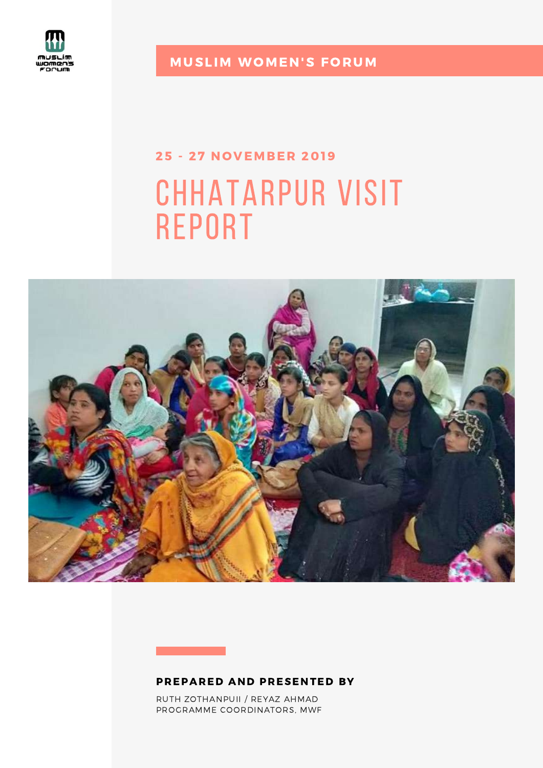MUSLIM WOMEN'S FORUM

### 25 - 27 NOVEMBER 2019

# CHHATARPUR VISIT REPORT

**PREPARED AND PRESENTED BY**

RUTH ZOTHANPUII / REYAZ AHMAD
PROGRAMME COORDINATORS, MWF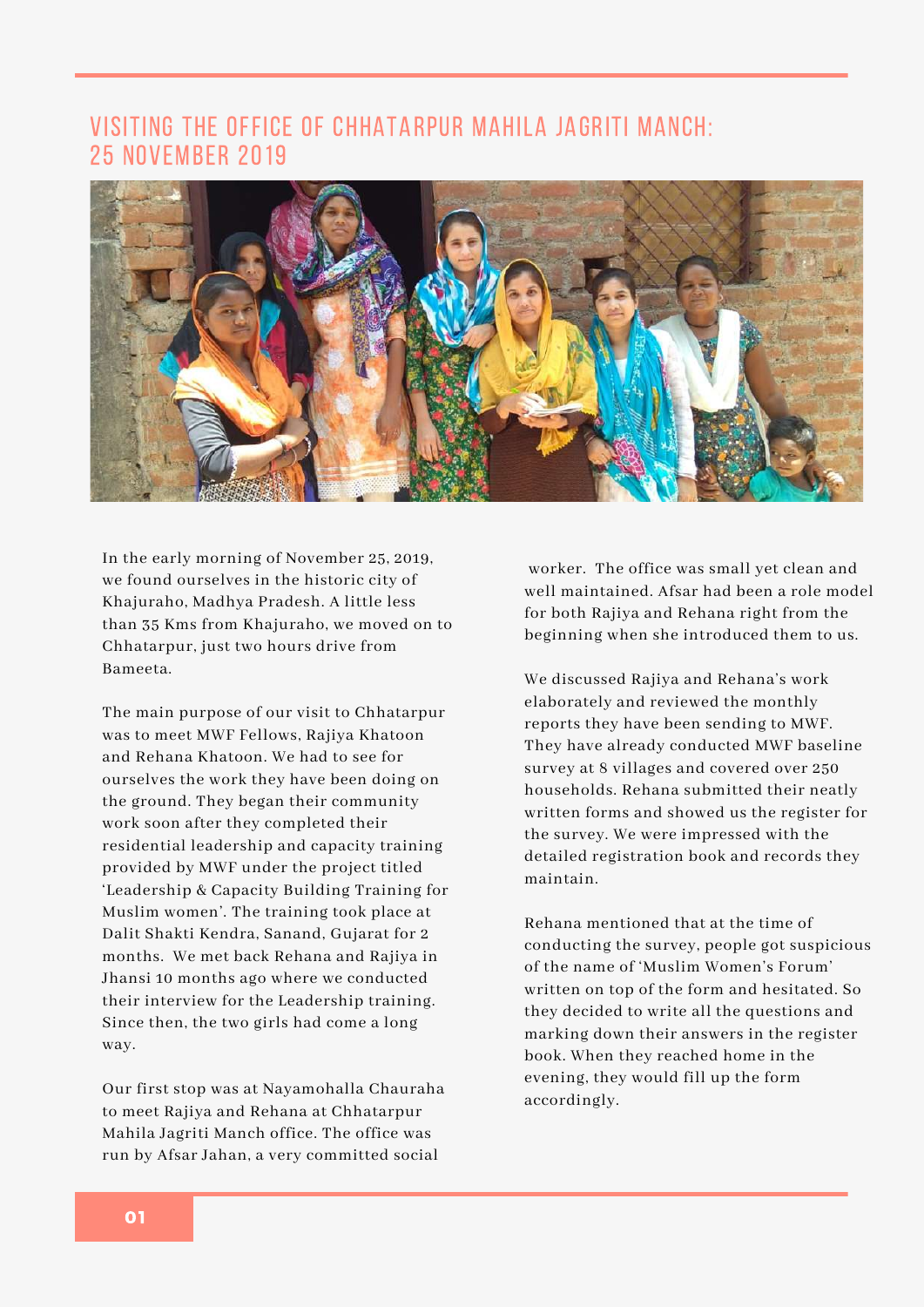# VISITING THE OFFICE OF CHHATARPUR MAHILA JAGRITI MANCH: 25 NOVEMBER 2019

In the early morning of November 25, 2019, we found ourselves in the historic city of Khajuraho, Madhya Pradesh. A little less than 35 Kms from Khajuraho, we moved on to Chhatarpur, just two hours drive from Bameeta.

The main purpose of our visit to Chhatarpur was to meet MWF Fellows, Rajiya Khatoon and Rehana Khatoon. We had to see for ourselves the work they have been doing on the ground. They began their community work soon after they completed their residential leadership and capacity training provided by MWF under the project titled 'Leadership & Capacity Building Training for Muslim women'. The training took place at Dalit Shakti Kendra, Sanand, Gujarat for 2 months. We met back Rehana and Rajiya in Jhansi 10 months ago where we conducted their interview for the Leadership training. Since then, the two girls had come a long way.

Our first stop was at Nayamohalla Chauraha to meet Rajiya and Rehana at Chhatarpur Mahila Jagriti Manch office. The office was run by Afsar Jahan, a very committed social worker. The office was small yet clean and well maintained. Afsar had been a role model for both Rajiya and Rehana right from the beginning when she introduced them to us.

We discussed Rajiya and Rehana's work elaborately and reviewed the monthly reports they have been sending to MWF. They have already conducted MWF baseline survey at 8 villages and covered over 250 households. Rehana submitted their neatly written forms and showed us the register for the survey. We were impressed with the detailed registration book and records they maintain.

Rehana mentioned that at the time of conducting the survey, people got suspicious of the name of 'Muslim Women's Forum' written on top of the form and hesitated. So they decided to write all the questions and marking down their answers in the register book. When they reached home in the evening, they would fill up the form accordingly.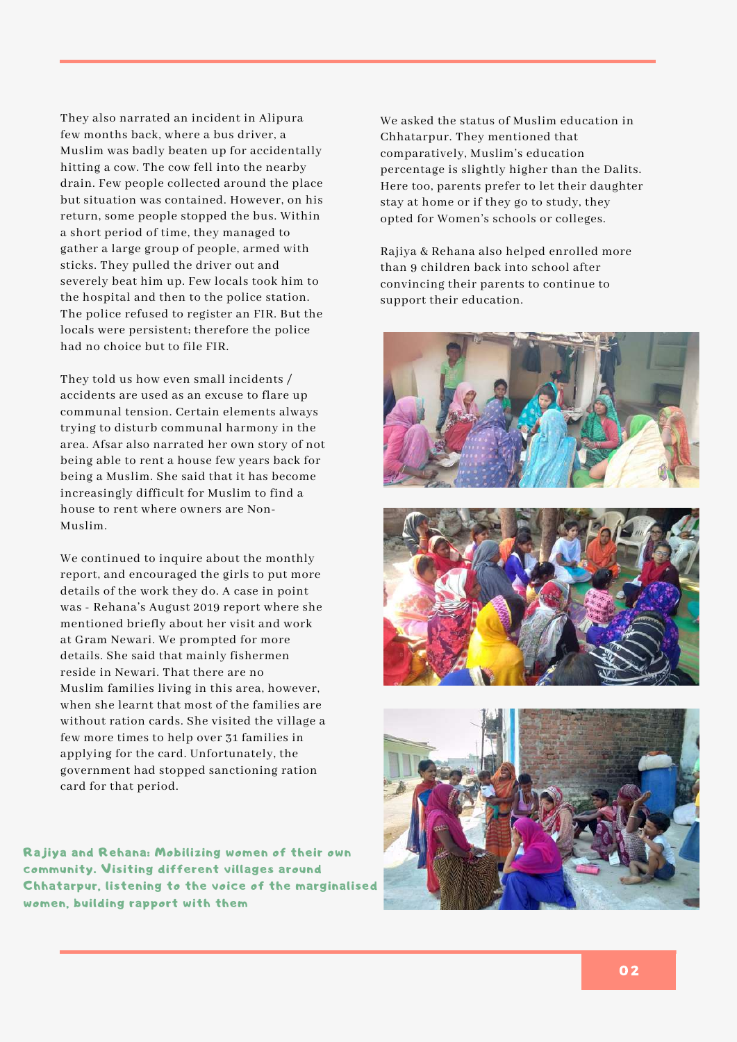They also narrated an incident in Alipura few months back, where a bus driver, a Muslim was badly beaten up for accidentally hitting a cow. The cow fell into the nearby drain. Few people collected around the place but situation was contained. However, on his return, some people stopped the bus. Within a short period of time, they managed to gather a large group of people, armed with sticks. They pulled the driver out and severely beat him up. Few locals took him to the hospital and then to the police station. The police refused to register an FIR. But the locals were persistent; therefore the police had no choice but to file FIR.

They told us how even small incidents / accidents are used as an excuse to flare up communal tension. Certain elements always trying to disturb communal harmony in the area. Afsar also narrated her own story of not being able to rent a house few years back for being a Muslim. She said that it has become increasingly difficult for Muslim to find a house to rent where owners are Non-Muslim.

We continued to inquire about the monthly report, and encouraged the girls to put more details of the work they do. A case in point was - Rehana's August 2019 report where she mentioned briefly about her visit and work at Gram Newari. We prompted for more details. She said that mainly fishermen reside in Newari. That there are no Muslim families living in this area, however, when she learnt that most of the families are without ration cards. She visited the village a few more times to help over 31 families in applying for the card. Unfortunately, the government had stopped sanctioning ration card for that period.

**Rajiya and Rehana: Mobilizing women of their own community. Visiting different villages around Chhatarpur, listening to the voice of the marginalised women, building rapport with them**

We asked the status of Muslim education in Chhatarpur. They mentioned that comparatively, Muslim's education percentage is slightly higher than the Dalits. Here too, parents prefer to let their daughter stay at home or if they go to study, they opted for Women's schools or colleges.

Rajiya & Rehana also helped enrolled more than 9 children back into school after convincing their parents to continue to support their education.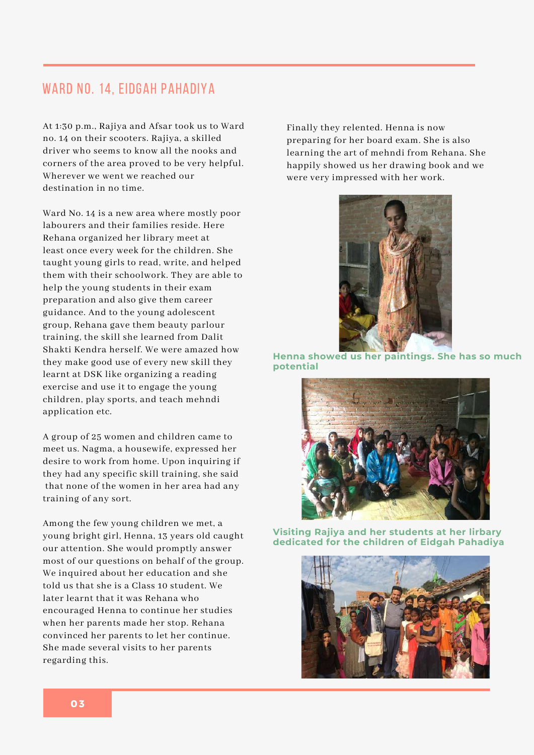## WARD NO. 14, EIDGAH PAHADIYA

At 1:30 p.m., Rajiya and Afsar took us to Ward no. 14 on their scooters. Rajiya, a skilled driver who seems to know all the nooks and corners of the area proved to be very helpful. Wherever we went we reached our destination in no time.

Ward No. 14 is a new area where mostly poor labourers and their families reside. Here Rehana organized her library meet at least once every week for the children. She taught young girls to read, write, and helped them with their schoolwork. They are able to help the young students in their exam preparation and also give them career guidance. And to the young adolescent group, Rehana gave them beauty parlour training, the skill she learned from Dalit Shakti Kendra herself. We were amazed how they make good use of every new skill they learnt at DSK like organizing a reading exercise and use it to engage the young children, play sports, and teach mehndi application etc.

A group of 25 women and children came to meet us. Nagma, a housewife, expressed her desire to work from home. Upon inquiring if they had any specific skill training, she said that none of the women in her area had any training of any sort.

Among the few young children we met, a young bright girl, Henna, 13 years old caught our attention. She would promptly answer most of our questions on behalf of the group. We inquired about her education and she told us that she is a Class 10 student. We later learnt that it was Rehana who encouraged Henna to continue her studies when her parents made her stop. Rehana convinced her parents to let her continue. She made several visits to her parents regarding this.

Finally they relented. Henna is now preparing for her board exam. She is also learning the art of mehndi from Rehana. She happily showed us her drawing book and we were very impressed with her work.

**Henna showed us her paintings. She has so much potential**

**Visiting Rajiya and her students at her lirbary dedicated for the children of Eidgah Pahadiya**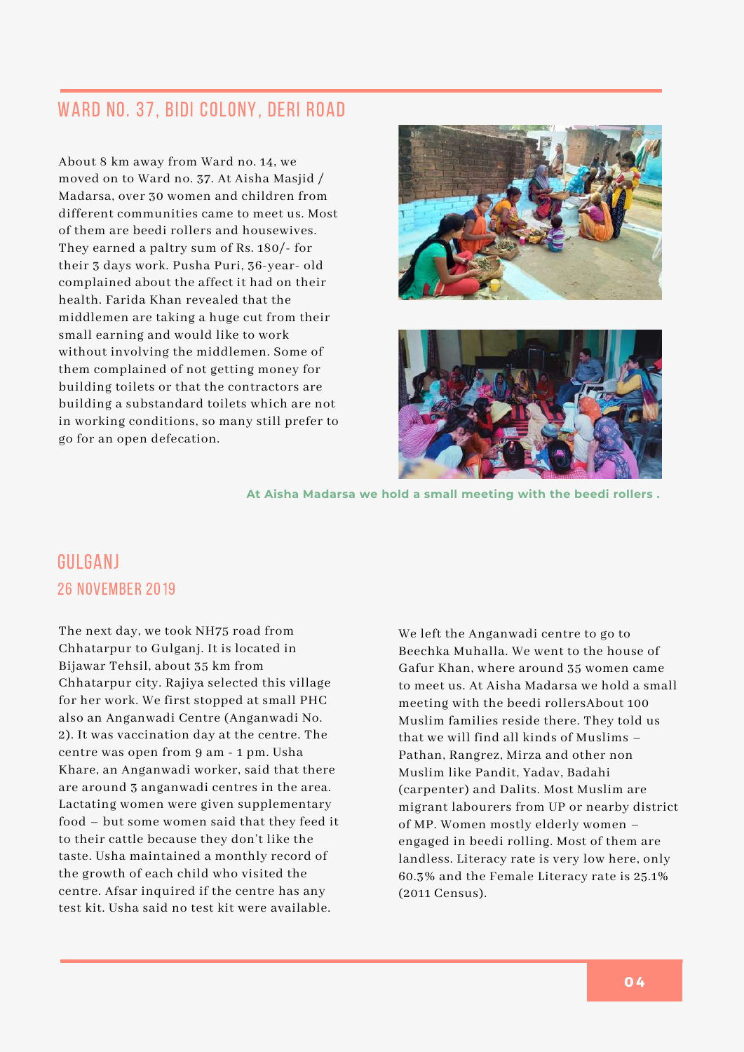## WARD NO. 37, BIDI COLONY, DERI ROAD

About 8 km away from Ward no. 14, we moved on to Ward no. 37. At Aisha Masjid / Madarsa, over 30 women and children from different communities came to meet us. Most of them are beedi rollers and housewives. They earned a paltry sum of Rs. 180/- for their 3 days work. Pusha Puri, 36-year- old complained about the affect it had on their health. Farida Khan revealed that the middlemen are taking a huge cut from their small earning and would like to work without involving the middlemen. Some of them complained of not getting money for building toilets or that the contractors are building a substandard toilets which are not in working conditions, so many still prefer to go for an open defecation.

**At Aisha Madarsa we hold a small meeting with the beedi rollers .**

## GULGANJ

### 26 NOVEMBER 2019

The next day, we took NH75 road from Chhatarpur to Gulganj. It is located in Bijawar Tehsil, about 35 km from Chhatarpur city. Rajiya selected this village for her work. We first stopped at small PHC also an Anganwadi Centre (Anganwadi No. 2). It was vaccination day at the centre. The centre was open from 9 am - 1 pm. Usha Khare, an Anganwadi worker, said that there are around 3 anganwadi centres in the area. Lactating women were given supplementary food – but some women said that they feed it to their cattle because they don't like the taste. Usha maintained a monthly record of the growth of each child who visited the centre. Afsar inquired if the centre has any test kit. Usha said no test kit were available.

We left the Anganwadi centre to go to Beechka Muhalla. We went to the house of Gafur Khan, where around 35 women came to meet us. At Aisha Madarsa we hold a small meeting with the beedi rollersAbout 100 Muslim families reside there. They told us that we will find all kinds of Muslims – Pathan, Rangrez, Mirza and other non Muslim like Pandit, Yadav, Badahi (carpenter) and Dalits. Most Muslim are migrant labourers from UP or nearby district of MP. Women mostly elderly women – engaged in beedi rolling. Most of them are landless. Literacy rate is very low here, only 60.3% and the Female Literacy rate is 25.1% (2011 Census).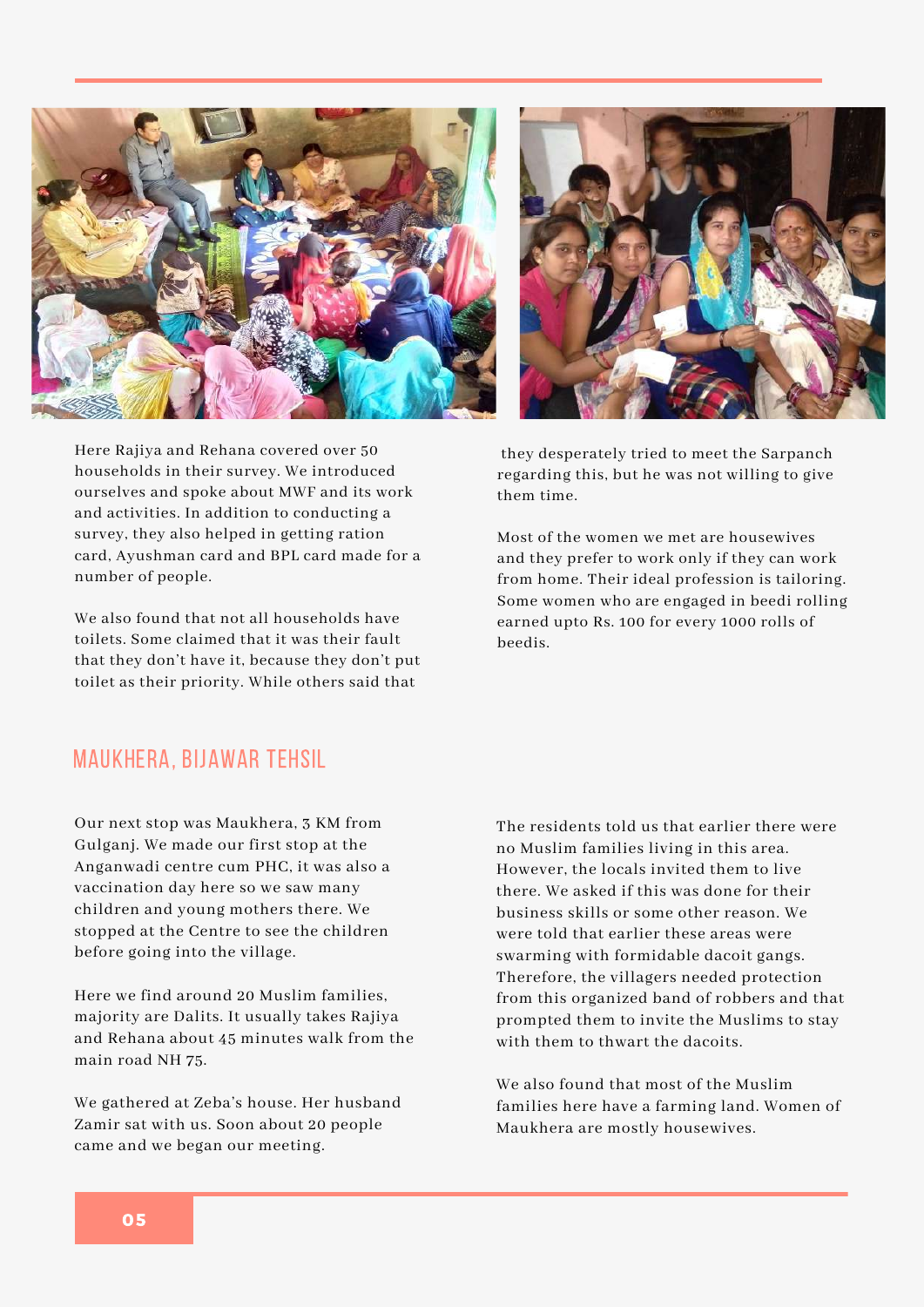Here Rajiya and Rehana covered over 50 households in their survey. We introduced ourselves and spoke about MWF and its work and activities. In addition to conducting a survey, they also helped in getting ration card, Ayushman card and BPL card made for a number of people.

We also found that not all households have toilets. Some claimed that it was their fault that they don't have it, because they don't put toilet as their priority. While others said that they desperately tried to meet the Sarpanch regarding this, but he was not willing to give them time.

Most of the women we met are housewives and they prefer to work only if they can work from home. Their ideal profession is tailoring. Some women who are engaged in beedi rolling earned upto Rs. 100 for every 1000 rolls of beedis.

## MAUKHERA, BIJAWAR TEHSIL

Our next stop was Maukhera, 3 KM from Gulganj. We made our first stop at the Anganwadi centre cum PHC, it was also a vaccination day here so we saw many children and young mothers there. We stopped at the Centre to see the children before going into the village.

Here we find around 20 Muslim families, majority are Dalits. It usually takes Rajiya and Rehana about 45 minutes walk from the main road NH 75.

We gathered at Zeba's house. Her husband Zamir sat with us. Soon about 20 people came and we began our meeting.

The residents told us that earlier there were no Muslim families living in this area. However, the locals invited them to live there. We asked if this was done for their business skills or some other reason. We were told that earlier these areas were swarming with formidable dacoit gangs. Therefore, the villagers needed protection from this organized band of robbers and that prompted them to invite the Muslims to stay with them to thwart the dacoits.

We also found that most of the Muslim families here have a farming land. Women of Maukhera are mostly housewives.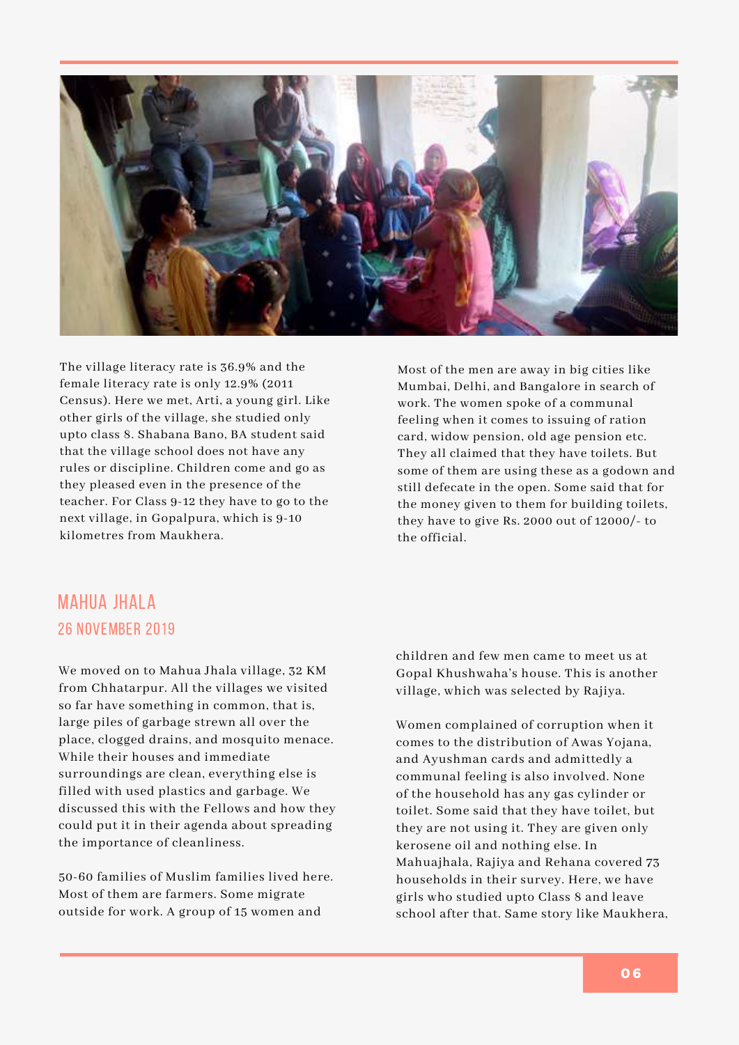The village literacy rate is 36.9% and the female literacy rate is only 12.9% (2011 Census). Here we met, Arti, a young girl. Like other girls of the village, she studied only upto class 8. Shabana Bano, BA student said that the village school does not have any rules or discipline. Children come and go as they pleased even in the presence of the teacher. For Class 9-12 they have to go to the next village, in Gopalpura, which is 9-10 kilometres from Maukhera.

Most of the men are away in big cities like Mumbai, Delhi, and Bangalore in search of work. The women spoke of a communal feeling when it comes to issuing of ration card, widow pension, old age pension etc. They all claimed that they have toilets. But some of them are using these as a godown and still defecate in the open. Some said that for the money given to them for building toilets, they have to give Rs. 2000 out of 12000/- to the official.

## MAHUA JHALA

### 26 NOVEMBER 2019

We moved on to Mahua Jhala village, 32 KM from Chhatarpur. All the villages we visited so far have something in common, that is, large piles of garbage strewn all over the place, clogged drains, and mosquito menace. While their houses and immediate surroundings are clean, everything else is filled with used plastics and garbage. We discussed this with the Fellows and how they could put it in their agenda about spreading the importance of cleanliness.

50-60 families of Muslim families lived here. Most of them are farmers. Some migrate outside for work. A group of 15 women and children and few men came to meet us at Gopal Khushwaha's house. This is another village, which was selected by Rajiya.

Women complained of corruption when it comes to the distribution of Awas Yojana, and Ayushman cards and admittedly a communal feeling is also involved. None of the household has any gas cylinder or toilet. Some said that they have toilet, but they are not using it. They are given only kerosene oil and nothing else. In Mahuajhala, Rajiya and Rehana covered 73 households in their survey. Here, we have girls who studied upto Class 8 and leave school after that. Same story like Maukhera,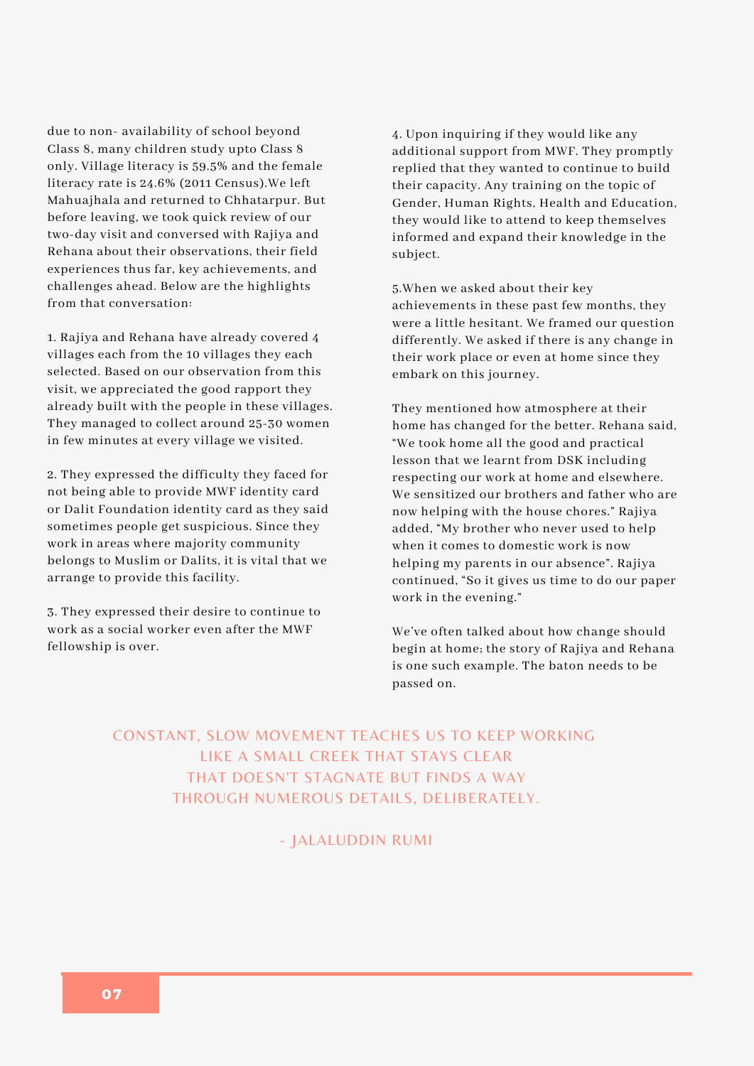due to non- availability of school beyond Class 8, many children study upto Class 8 only. Village literacy is 59.5% and the female literacy rate is 24.6% (2011 Census).We left Mahuajhala and returned to Chhatarpur. But before leaving, we took quick review of our two-day visit and conversed with Rajiya and Rehana about their observations, their field experiences thus far, key achievements, and challenges ahead. Below are the highlights from that conversation:

1. Rajiya and Rehana have already covered 4 villages each from the 10 villages they each selected. Based on our observation from this visit, we appreciated the good rapport they already built with the people in these villages. They managed to collect around 25-30 women in few minutes at every village we visited.

2. They expressed the difficulty they faced for not being able to provide MWF identity card or Dalit Foundation identity card as they said sometimes people get suspicious. Since they work in areas where majority community belongs to Muslim or Dalits, it is vital that we arrange to provide this facility.

3. They expressed their desire to continue to work as a social worker even after the MWF fellowship is over.

4. Upon inquiring if they would like any additional support from MWF. They promptly replied that they wanted to continue to build their capacity. Any training on the topic of Gender, Human Rights, Health and Education, they would like to attend to keep themselves informed and expand their knowledge in the subject.

5.When we asked about their key achievements in these past few months, they were a little hesitant. We framed our question differently. We asked if there is any change in their work place or even at home since they embark on this journey.

They mentioned how atmosphere at their home has changed for the better. Rehana said, “We took home all the good and practical lesson that we learnt from DSK including respecting our work at home and elsewhere. We sensitized our brothers and father who are now helping with the house chores.” Rajiya added, “My brother who never used to help when it comes to domestic work is now helping my parents in our absence”. Rajiya continued, “So it gives us time to do our paper work in the evening.”

We’ve often talked about how change should begin at home; the story of Rajiya and Rehana is one such example. The baton needs to be passed on.

CONSTANT, SLOW MOVEMENT TEACHES US TO KEEP WORKING
LIKE A SMALL CREEK THAT STAYS CLEAR
THAT DOESN'T STAGNATE BUT FINDS A WAY
THROUGH NUMEROUS DETAILS, DELIBERATELY.

- JALALUDDIN RUMI